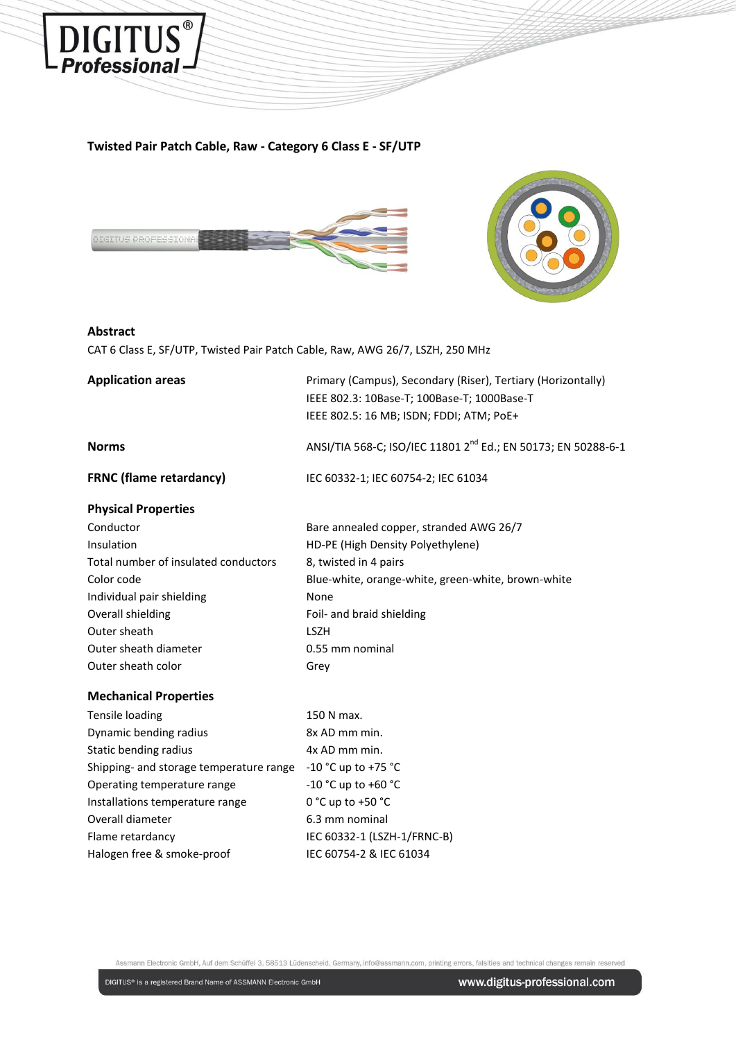# Twisted Pair Patch Cable, Raw - Category 6 Class E - SF/UTP

## Abstract

CAT 6 Class E, SF/UTP, Twisted Pair Patch Cable, Raw, AWG 26/7, LSZH, 250 MHz

| | |
|---|---|
| **Application areas** | Primary (Campus), Secondary (Riser), Tertiary (Horizontally)<br>IEEE 802.3: 10Base-T; 100Base-T; 1000Base-T<br>IEEE 802.5: 16 MB; ISDN; FDDI; ATM; PoE+ |
| **Norms** | ANSI/TIA 568-C; ISO/IEC 11801 2nd Ed.; EN 50173; EN 50288-6-1 |
| **FRNC (flame retardancy)** | IEC 60332-1; IEC 60754-2; IEC 61034 |

## Physical Properties

| | |
|---|---|
| Conductor | Bare annealed copper, stranded AWG 26/7 |
| Insulation | HD-PE (High Density Polyethylene) |
| Total number of insulated conductors | 8, twisted in 4 pairs |
| Color code | Blue-white, orange-white, green-white, brown-white |
| Individual pair shielding | None |
| Overall shielding | Foil- and braid shielding |
| Outer sheath | LSZH |
| Outer sheath diameter | 0.55 mm nominal |
| Outer sheath color | Grey |

## Mechanical Properties

| | |
|---|---|
| Tensile loading | 150 N max. |
| Dynamic bending radius | 8x AD mm min. |
| Static bending radius | 4x AD mm min. |
| Shipping- and storage temperature range | -10 °C up to +75 °C |
| Operating temperature range | -10 °C up to +60 °C |
| Installations temperature range | 0 °C up to +50 °C |
| Overall diameter | 6.3 mm nominal |
| Flame retardancy | IEC 60332-1 (LSZH-1/FRNC-B) |
| Halogen free & smoke-proof | IEC 60754-2 & IEC 61034 |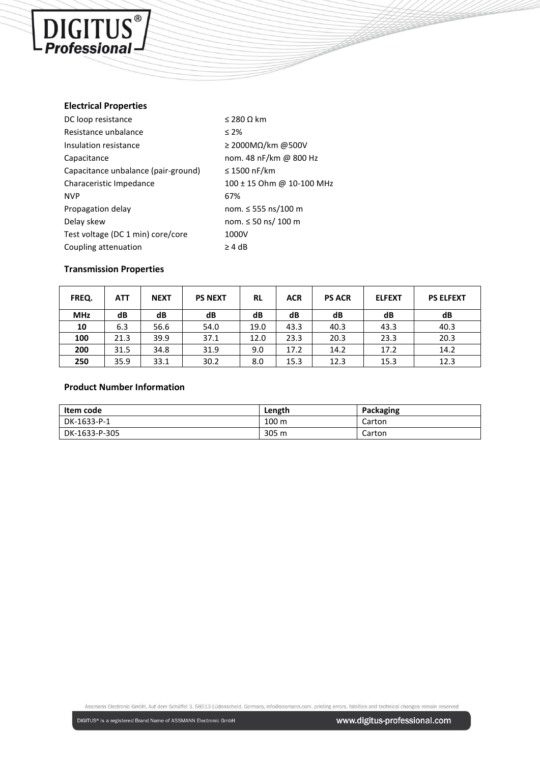### Electrical Properties

| | |
|---|---|
| DC loop resistance | ≤ 280 Ω km |
| Resistance unbalance | ≤ 2% |
| Insulation resistance | ≥ 2000MΩ/km @500V |
| Capacitance | nom. 48 nF/km @ 800 Hz |
| Capacitance unbalance (pair-ground) | ≤ 1500 nF/km |
| Characeristic Impedance | 100 ± 15 Ohm @ 10-100 MHz |
| NVP | 67% |
| Propagation delay | nom. ≤ 555 ns/100 m |
| Delay skew | nom. ≤ 50 ns/ 100 m |
| Test voltage (DC 1 min) core/core | 1000V |
| Coupling attenuation | ≥ 4 dB |

### Transmission Properties

| FREQ. | ATT | NEXT | PS NEXT | RL | ACR | PS ACR | ELFEXT | PS ELFEXT |
|---|---|---|---|---|---|---|---|---|
| **MHz** | **dB** | **dB** | **dB** | **dB** | **dB** | **dB** | **dB** | **dB** |
| **10** | 6.3 | 56.6 | 54.0 | 19.0 | 43.3 | 40.3 | 43.3 | 40.3 |
| **100** | 21.3 | 39.9 | 37.1 | 12.0 | 23.3 | 20.3 | 23.3 | 20.3 |
| **200** | 31.5 | 34.8 | 31.9 | 9.0 | 17.2 | 14.2 | 17.2 | 14.2 |
| **250** | 35.9 | 33.1 | 30.2 | 8.0 | 15.3 | 12.3 | 15.3 | 12.3 |

### Product Number Information

| Item code | Length | Packaging |
|---|---|---|
| DK-1633-P-1 | 100 m | Carton |
| DK-1633-P-305 | 305 m | Carton |